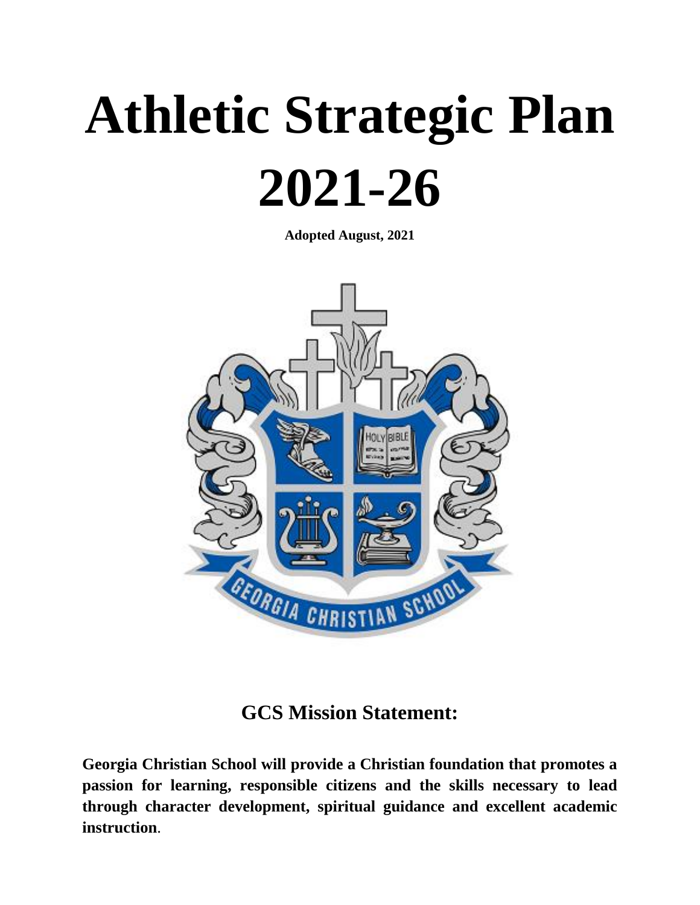# Athletic Strategic Plan 2021-26

**Adopted August, 2021**

## GCS Mission Statement:

**Georgia Christian School will provide a Christian foundation that promotes a passion for learning, responsible citizens and the skills necessary to lead through character development, spiritual guidance and excellent academic instruction**.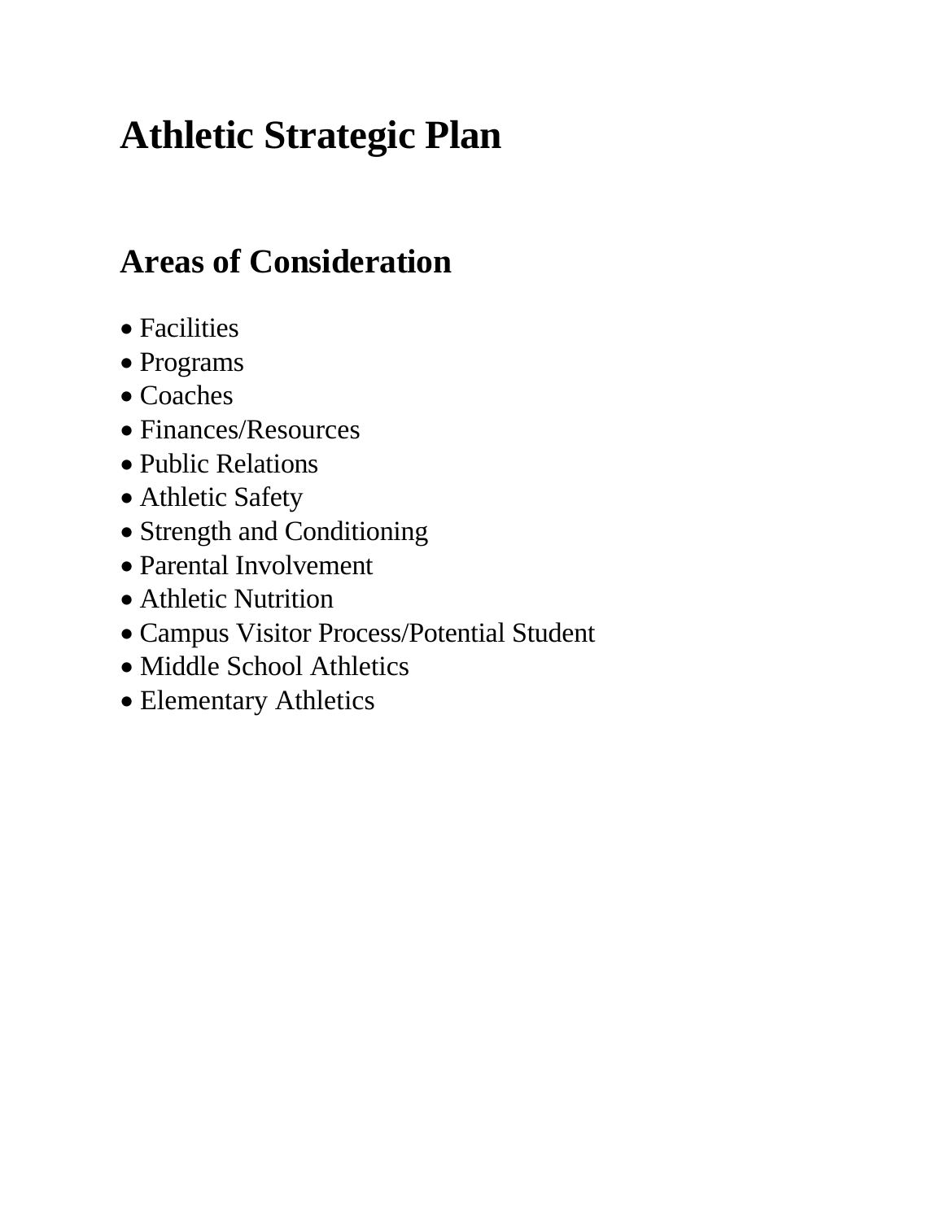# Athletic Strategic Plan

## Areas of Consideration

- Facilities
- Programs
- Coaches
- Finances/Resources
- Public Relations
- Athletic Safety
- Strength and Conditioning
- Parental Involvement
- Athletic Nutrition
- Campus Visitor Process/Potential Student
- Middle School Athletics
- Elementary Athletics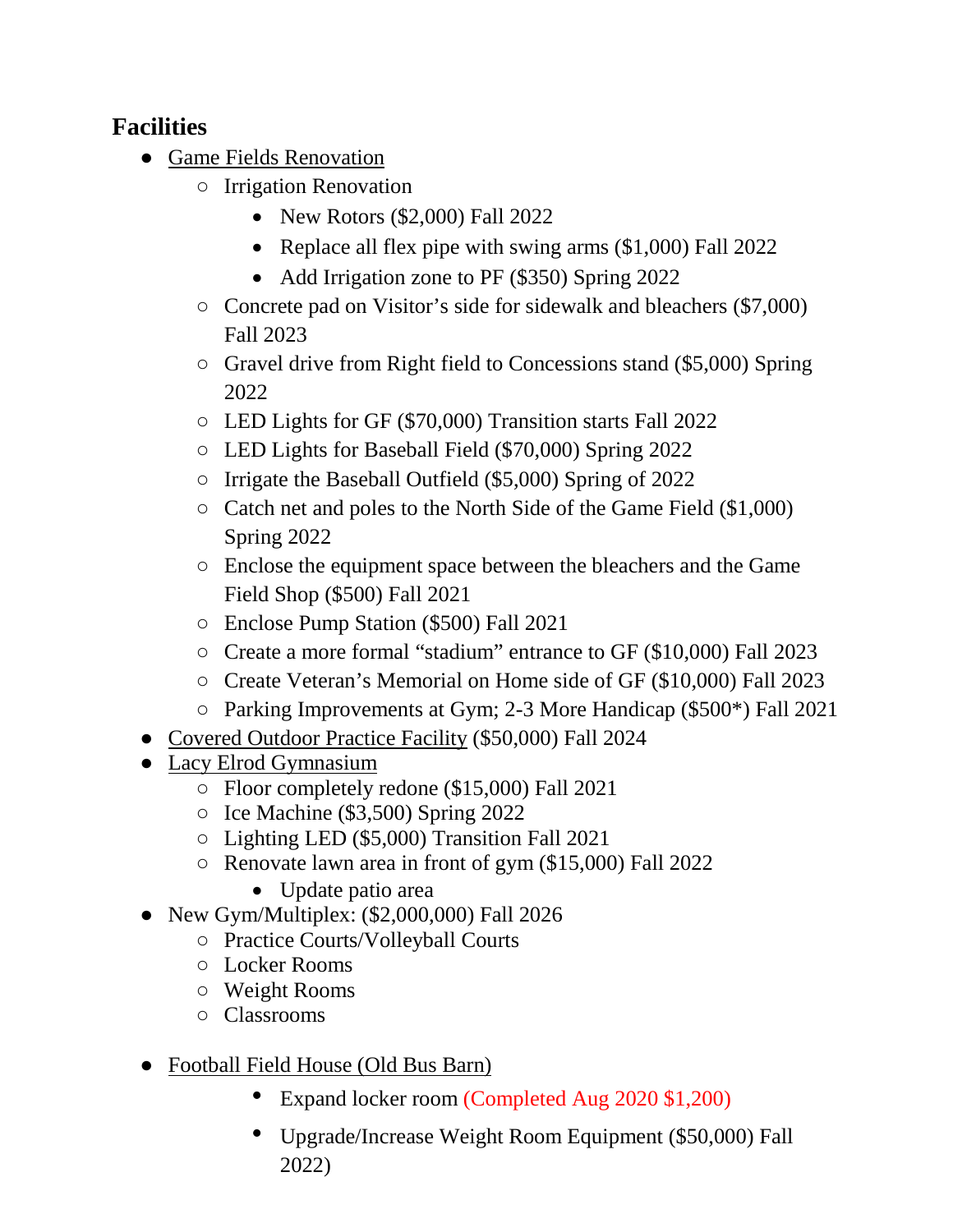## Facilities

- Game Fields Renovation
  - Irrigation Renovation
    - New Rotors ($2,000) Fall 2022
    - Replace all flex pipe with swing arms ($1,000) Fall 2022
    - Add Irrigation zone to PF ($350) Spring 2022
  - Concrete pad on Visitor's side for sidewalk and bleachers ($7,000) Fall 2023
  - Gravel drive from Right field to Concessions stand ($5,000) Spring 2022
  - LED Lights for GF ($70,000) Transition starts Fall 2022
  - LED Lights for Baseball Field ($70,000) Spring 2022
  - Irrigate the Baseball Outfield ($5,000) Spring of 2022
  - Catch net and poles to the North Side of the Game Field ($1,000) Spring 2022
  - Enclose the equipment space between the bleachers and the Game Field Shop ($500) Fall 2021
  - Enclose Pump Station ($500) Fall 2021
  - Create a more formal "stadium" entrance to GF ($10,000) Fall 2023
  - Create Veteran's Memorial on Home side of GF ($10,000) Fall 2023
  - Parking Improvements at Gym; 2-3 More Handicap ($500*) Fall 2021
- Covered Outdoor Practice Facility ($50,000) Fall 2024
- Lacy Elrod Gymnasium
  - Floor completely redone ($15,000) Fall 2021
  - Ice Machine ($3,500) Spring 2022
  - Lighting LED ($5,000) Transition Fall 2021
  - Renovate lawn area in front of gym ($15,000) Fall 2022
    - Update patio area
- New Gym/Multiplex: ($2,000,000) Fall 2026
  - Practice Courts/Volleyball Courts
  - Locker Rooms
  - Weight Rooms
  - Classrooms
- Football Field House (Old Bus Barn)
  - Expand locker room (Completed Aug 2020 $1,200)
  - Upgrade/Increase Weight Room Equipment ($50,000) Fall 2022)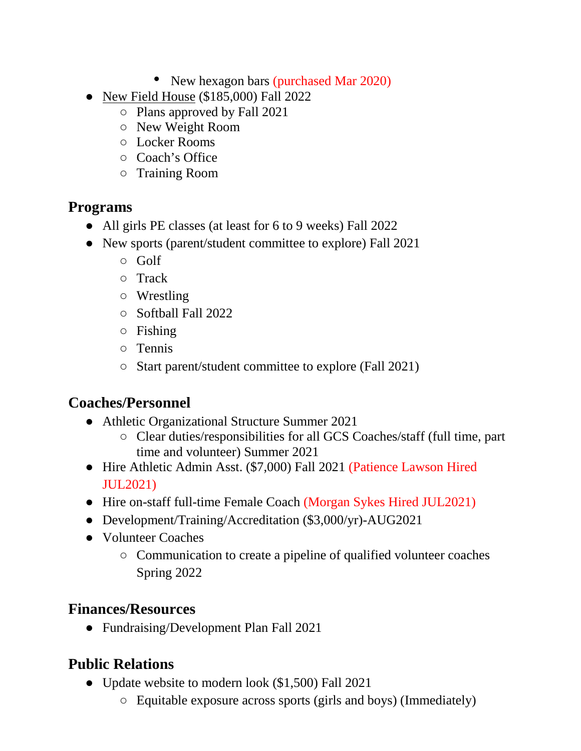- New hexagon bars (purchased Mar 2020)
- <u>New Field House</u> ($185,000) Fall 2022
    - Plans approved by Fall 2021
    - New Weight Room
    - Locker Rooms
    - Coach's Office
    - Training Room

## Programs

- All girls PE classes (at least for 6 to 9 weeks) Fall 2022
- New sports (parent/student committee to explore) Fall 2021
    - Golf
    - Track
    - Wrestling
    - Softball Fall 2022
    - Fishing
    - Tennis
    - Start parent/student committee to explore (Fall 2021)

## Coaches/Personnel

- Athletic Organizational Structure Summer 2021
    - Clear duties/responsibilities for all GCS Coaches/staff (full time, part time and volunteer) Summer 2021
- Hire Athletic Admin Asst. ($7,000) Fall 2021 (Patience Lawson Hired JUL2021)
- Hire on-staff full-time Female Coach (Morgan Sykes Hired JUL2021)
- Development/Training/Accreditation ($3,000/yr)-AUG2021
- Volunteer Coaches
    - Communication to create a pipeline of qualified volunteer coaches Spring 2022

## Finances/Resources

- Fundraising/Development Plan Fall 2021

## Public Relations

- Update website to modern look ($1,500) Fall 2021
    - Equitable exposure across sports (girls and boys) (Immediately)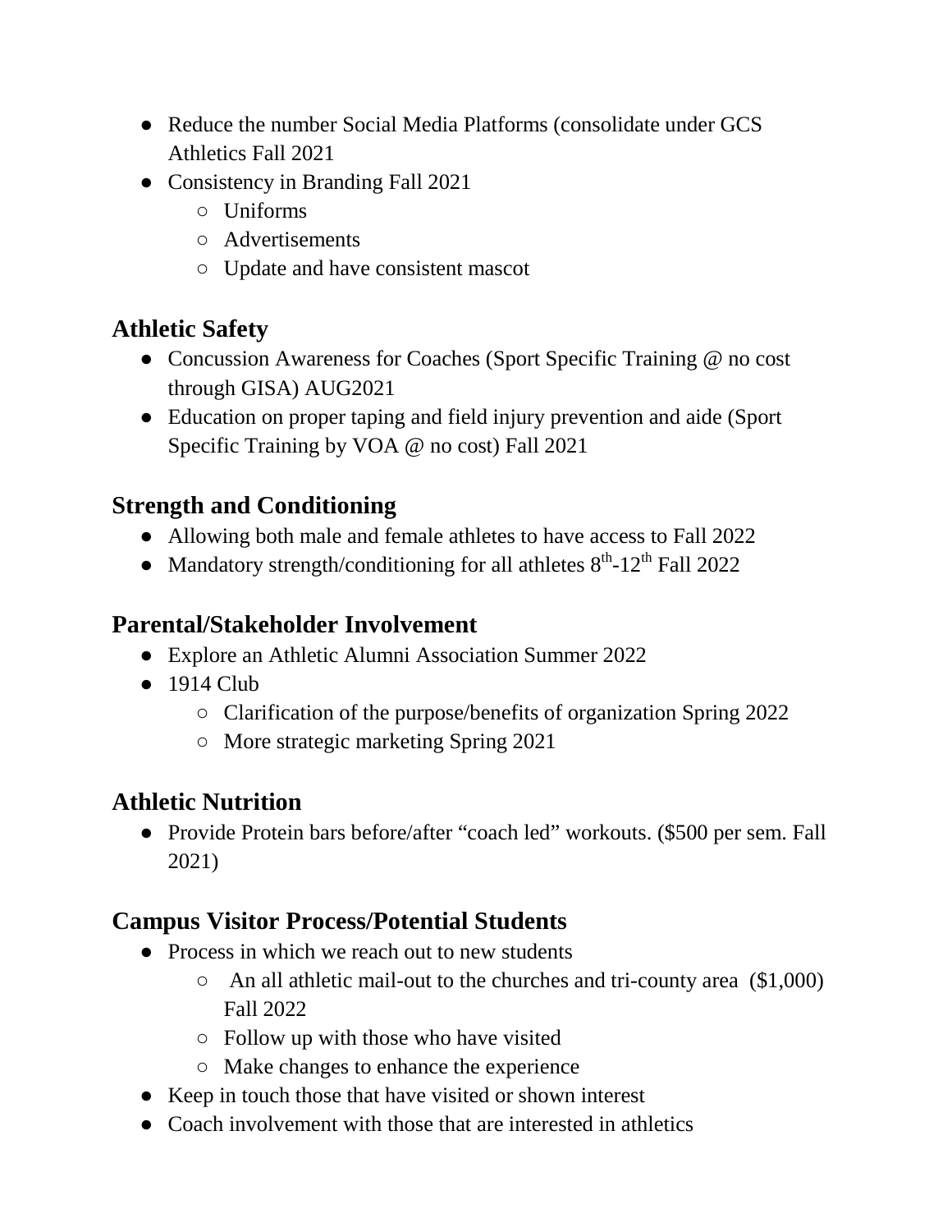- Reduce the number Social Media Platforms (consolidate under GCS Athletics Fall 2021
- Consistency in Branding Fall 2021
  - Uniforms
  - Advertisements
  - Update and have consistent mascot

## Athletic Safety

- Concussion Awareness for Coaches (Sport Specific Training @ no cost through GISA) AUG2021
- Education on proper taping and field injury prevention and aide (Sport Specific Training by VOA @ no cost) Fall 2021

## Strength and Conditioning

- Allowing both male and female athletes to have access to Fall 2022
- Mandatory strength/conditioning for all athletes 8th-12th Fall 2022

## Parental/Stakeholder Involvement

- Explore an Athletic Alumni Association Summer 2022
- 1914 Club
  - Clarification of the purpose/benefits of organization Spring 2022
  - More strategic marketing Spring 2021

## Athletic Nutrition

- Provide Protein bars before/after "coach led" workouts. ($500 per sem. Fall 2021)

## Campus Visitor Process/Potential Students

- Process in which we reach out to new students
  - An all athletic mail-out to the churches and tri-county area ($1,000) Fall 2022
  - Follow up with those who have visited
  - Make changes to enhance the experience
- Keep in touch those that have visited or shown interest
- Coach involvement with those that are interested in athletics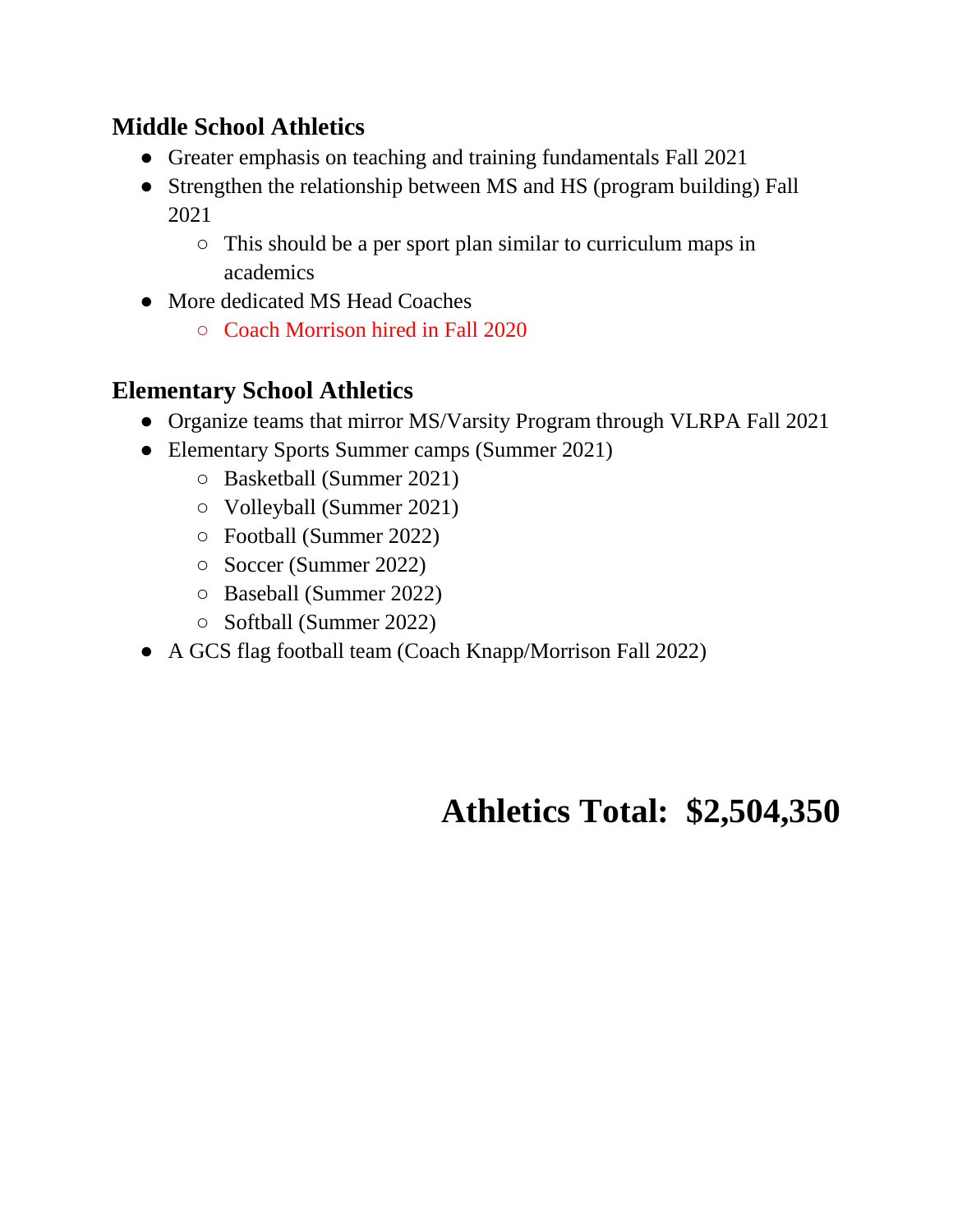## Middle School Athletics

- Greater emphasis on teaching and training fundamentals Fall 2021
- Strengthen the relationship between MS and HS (program building) Fall 2021
    - This should be a per sport plan similar to curriculum maps in academics
- More dedicated MS Head Coaches
    - Coach Morrison hired in Fall 2020

## Elementary School Athletics

- Organize teams that mirror MS/Varsity Program through VLRPA Fall 2021
- Elementary Sports Summer camps (Summer 2021)
    - Basketball (Summer 2021)
    - Volleyball (Summer 2021)
    - Football (Summer 2022)
    - Soccer (Summer 2022)
    - Baseball (Summer 2022)
    - Softball (Summer 2022)
- A GCS flag football team (Coach Knapp/Morrison Fall 2022)

# Athletics Total: $2,504,350